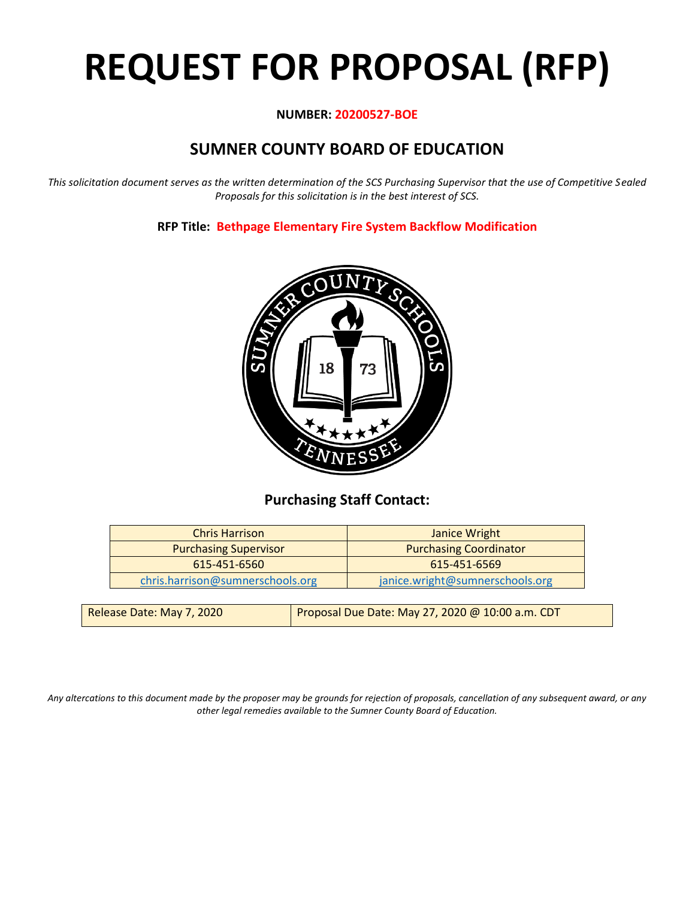# REQUEST FOR PROPOSAL (RFP)

**NUMBER: 20200527-BOE**

## SUMNER COUNTY BOARD OF EDUCATION

*This solicitation document serves as the written determination of the SCS Purchasing Supervisor that the use of Competitive Sealed Proposals for this solicitation is in the best interest of SCS.*

**RFP Title: Bethpage Elementary Fire System Backflow Modification**

### Purchasing Staff Contact:

| Chris Harrison | Janice Wright |
|---|---|
| Purchasing Supervisor | Purchasing Coordinator |
| 615-451-6560 | 615-451-6569 |
| chris.harrison@sumnerschools.org | janice.wright@sumnerschools.org |

| Release Date: May 7, 2020 | Proposal Due Date: May 27, 2020 @ 10:00 a.m. CDT |
|---|---|

*Any altercations to this document made by the proposer may be grounds for rejection of proposals, cancellation of any subsequent award, or any other legal remedies available to the Sumner County Board of Education.*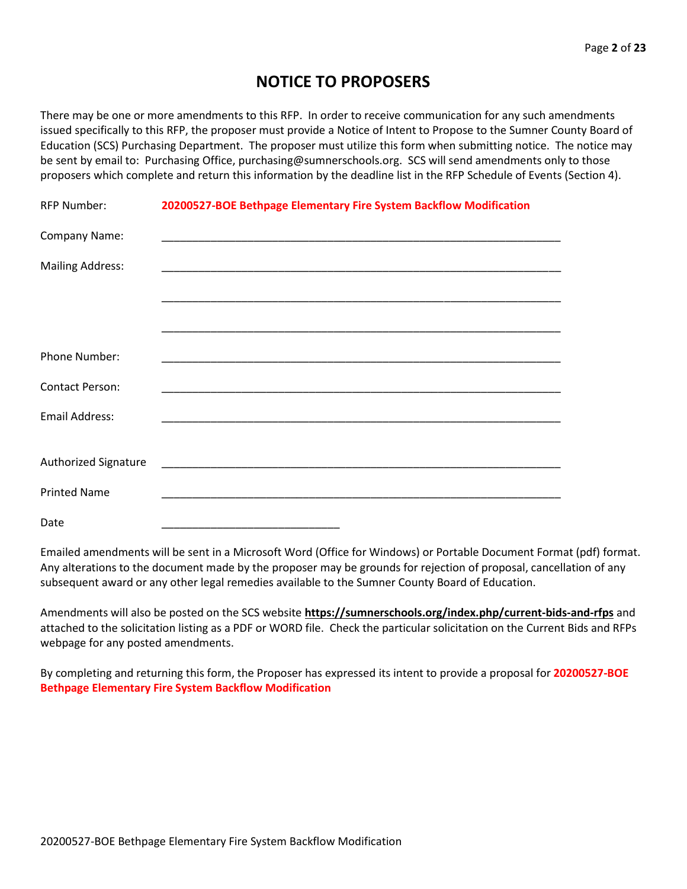# NOTICE TO PROPOSERS

There may be one or more amendments to this RFP. In order to receive communication for any such amendments issued specifically to this RFP, the proposer must provide a Notice of Intent to Propose to the Sumner County Board of Education (SCS) Purchasing Department. The proposer must utilize this form when submitting notice. The notice may be sent by email to: Purchasing Office, purchasing@sumnerschools.org. SCS will send amendments only to those proposers which complete and return this information by the deadline list in the RFP Schedule of Events (Section 4).

RFP Number: **20200527-BOE Bethpage Elementary Fire System Backflow Modification**

Company Name: ___________________________________________________________________

Mailing Address: ___________________________________________________________________

___________________________________________________________________

___________________________________________________________________

Phone Number: ___________________________________________________________________

Contact Person: ___________________________________________________________________

Email Address: ___________________________________________________________________

Authorized Signature ___________________________________________________________________

Printed Name ___________________________________________________________________

Date ______________________________

Emailed amendments will be sent in a Microsoft Word (Office for Windows) or Portable Document Format (pdf) format. Any alterations to the document made by the proposer may be grounds for rejection of proposal, cancellation of any subsequent award or any other legal remedies available to the Sumner County Board of Education.

Amendments will also be posted on the SCS website **https://sumnerschools.org/index.php/current-bids-and-rfps** and attached to the solicitation listing as a PDF or WORD file. Check the particular solicitation on the Current Bids and RFPs webpage for any posted amendments.

By completing and returning this form, the Proposer has expressed its intent to provide a proposal for **20200527-BOE Bethpage Elementary Fire System Backflow Modification**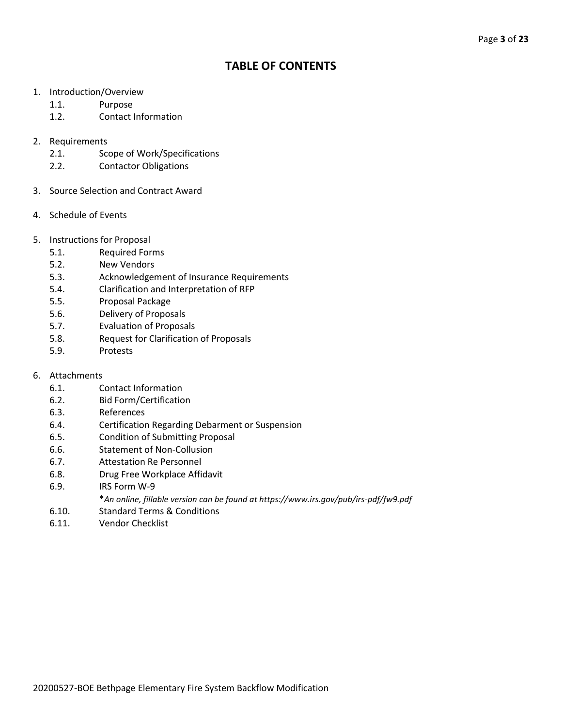# TABLE OF CONTENTS

1. Introduction/Overview
   - 1.1. Purpose
   - 1.2. Contact Information
2. Requirements
   - 2.1. Scope of Work/Specifications
   - 2.2. Contactor Obligations
3. Source Selection and Contract Award
4. Schedule of Events
5. Instructions for Proposal
   - 5.1. Required Forms
   - 5.2. New Vendors
   - 5.3. Acknowledgement of Insurance Requirements
   - 5.4. Clarification and Interpretation of RFP
   - 5.5. Proposal Package
   - 5.6. Delivery of Proposals
   - 5.7. Evaluation of Proposals
   - 5.8. Request for Clarification of Proposals
   - 5.9. Protests
6. Attachments
   - 6.1. Contact Information
   - 6.2. Bid Form/Certification
   - 6.3. References
   - 6.4. Certification Regarding Debarment or Suspension
   - 6.5. Condition of Submitting Proposal
   - 6.6. Statement of Non-Collusion
   - 6.7. Attestation Re Personnel
   - 6.8. Drug Free Workplace Affidavit
   - 6.9. IRS Form W-9
     *\*An online, fillable version can be found at https://www.irs.gov/pub/irs-pdf/fw9.pdf*
   - 6.10. Standard Terms & Conditions
   - 6.11. Vendor Checklist

20200527-BOE Bethpage Elementary Fire System Backflow Modification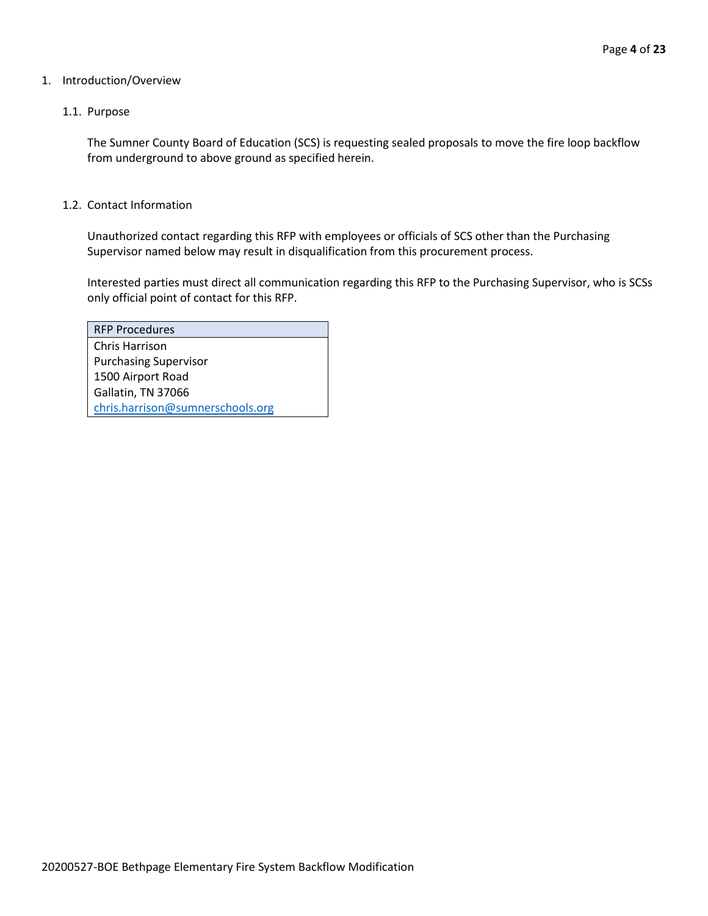1. Introduction/Overview

   1.1. Purpose

   The Sumner County Board of Education (SCS) is requesting sealed proposals to move the fire loop backflow from underground to above ground as specified herein.

   1.2. Contact Information

   Unauthorized contact regarding this RFP with employees or officials of SCS other than the Purchasing Supervisor named below may result in disqualification from this procurement process.

   Interested parties must direct all communication regarding this RFP to the Purchasing Supervisor, who is SCSs only official point of contact for this RFP.

| RFP Procedures |
| --- |
| Chris Harrison<br>Purchasing Supervisor<br>1500 Airport Road<br>Gallatin, TN 37066<br>chris.harrison@sumnerschools.org |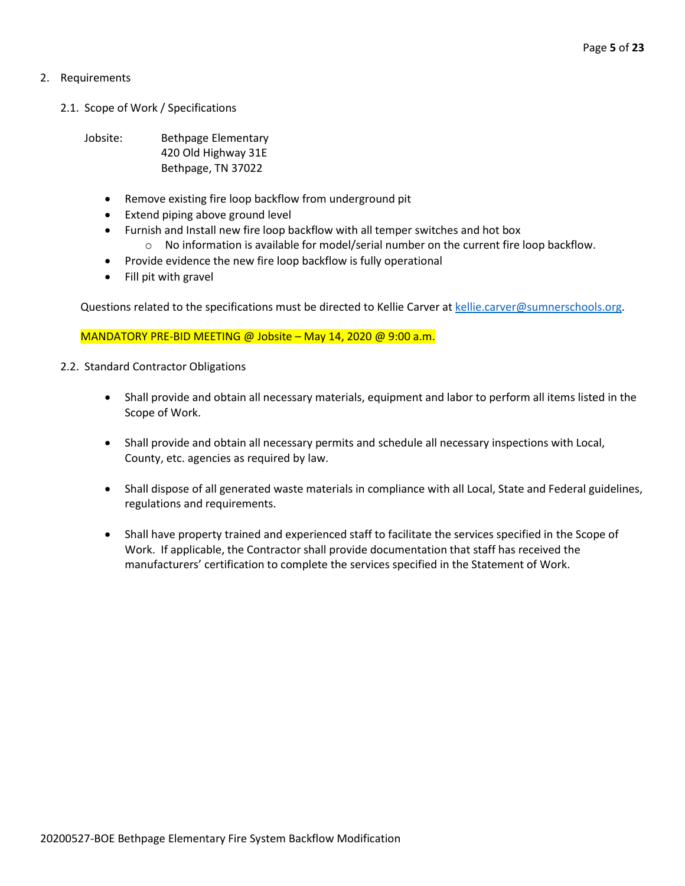2. Requirements

2.1. Scope of Work / Specifications

Jobsite: Bethpage Elementary
420 Old Highway 31E
Bethpage, TN 37022

- Remove existing fire loop backflow from underground pit
- Extend piping above ground level
- Furnish and Install new fire loop backflow with all temper switches and hot box
  - No information is available for model/serial number on the current fire loop backflow.
- Provide evidence the new fire loop backflow is fully operational
- Fill pit with gravel

Questions related to the specifications must be directed to Kellie Carver at kellie.carver@sumnerschools.org.

MANDATORY PRE-BID MEETING @ Jobsite – May 14, 2020 @ 9:00 a.m.

2.2. Standard Contractor Obligations

- Shall provide and obtain all necessary materials, equipment and labor to perform all items listed in the Scope of Work.
- Shall provide and obtain all necessary permits and schedule all necessary inspections with Local, County, etc. agencies as required by law.
- Shall dispose of all generated waste materials in compliance with all Local, State and Federal guidelines, regulations and requirements.
- Shall have property trained and experienced staff to facilitate the services specified in the Scope of Work. If applicable, the Contractor shall provide documentation that staff has received the manufacturers' certification to complete the services specified in the Statement of Work.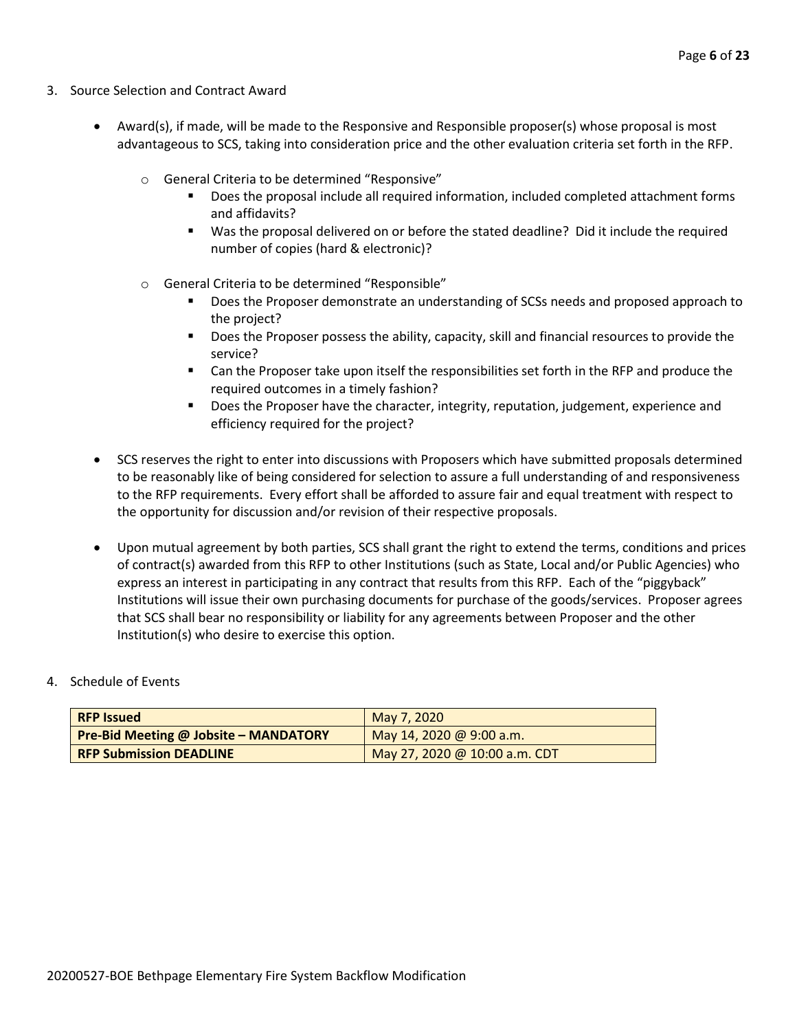3. Source Selection and Contract Award

   - Award(s), if made, will be made to the Responsive and Responsible proposer(s) whose proposal is most advantageous to SCS, taking into consideration price and the other evaluation criteria set forth in the RFP.

     - General Criteria to be determined "Responsive"
       - Does the proposal include all required information, included completed attachment forms and affidavits?
       - Was the proposal delivered on or before the stated deadline? Did it include the required number of copies (hard & electronic)?

     - General Criteria to be determined "Responsible"
       - Does the Proposer demonstrate an understanding of SCSs needs and proposed approach to the project?
       - Does the Proposer possess the ability, capacity, skill and financial resources to provide the service?
       - Can the Proposer take upon itself the responsibilities set forth in the RFP and produce the required outcomes in a timely fashion?
       - Does the Proposer have the character, integrity, reputation, judgement, experience and efficiency required for the project?

   - SCS reserves the right to enter into discussions with Proposers which have submitted proposals determined to be reasonably like of being considered for selection to assure a full understanding of and responsiveness to the RFP requirements. Every effort shall be afforded to assure fair and equal treatment with respect to the opportunity for discussion and/or revision of their respective proposals.

   - Upon mutual agreement by both parties, SCS shall grant the right to extend the terms, conditions and prices of contract(s) awarded from this RFP to other Institutions (such as State, Local and/or Public Agencies) who express an interest in participating in any contract that results from this RFP. Each of the "piggyback" Institutions will issue their own purchasing documents for purchase of the goods/services. Proposer agrees that SCS shall bear no responsibility or liability for any agreements between Proposer and the other Institution(s) who desire to exercise this option.

4. Schedule of Events

| | |
|---|---|
| **RFP Issued** | May 7, 2020 |
| **Pre-Bid Meeting @ Jobsite – MANDATORY** | May 14, 2020 @ 9:00 a.m. |
| **RFP Submission DEADLINE** | May 27, 2020 @ 10:00 a.m. CDT |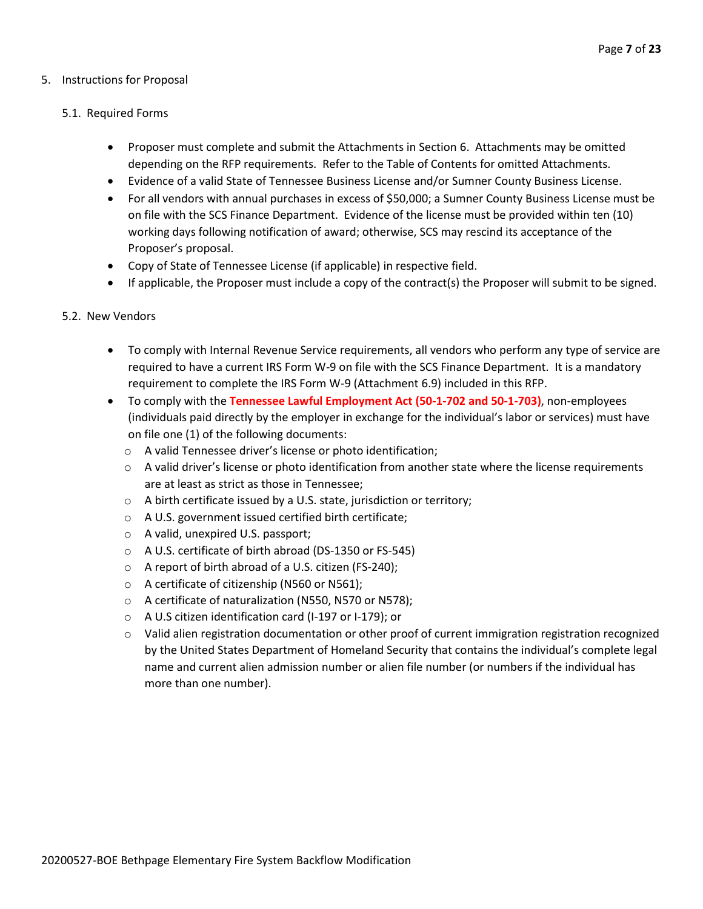## 5. Instructions for Proposal

### 5.1. Required Forms

- Proposer must complete and submit the Attachments in Section 6. Attachments may be omitted depending on the RFP requirements. Refer to the Table of Contents for omitted Attachments.
- Evidence of a valid State of Tennessee Business License and/or Sumner County Business License.
- For all vendors with annual purchases in excess of $50,000; a Sumner County Business License must be on file with the SCS Finance Department. Evidence of the license must be provided within ten (10) working days following notification of award; otherwise, SCS may rescind its acceptance of the Proposer's proposal.
- Copy of State of Tennessee License (if applicable) in respective field.
- If applicable, the Proposer must include a copy of the contract(s) the Proposer will submit to be signed.

### 5.2. New Vendors

- To comply with Internal Revenue Service requirements, all vendors who perform any type of service are required to have a current IRS Form W-9 on file with the SCS Finance Department. It is a mandatory requirement to complete the IRS Form W-9 (Attachment 6.9) included in this RFP.
- To comply with the **Tennessee Lawful Employment Act (50-1-702 and 50-1-703)**, non-employees (individuals paid directly by the employer in exchange for the individual's labor or services) must have on file one (1) of the following documents:
  - A valid Tennessee driver's license or photo identification;
  - A valid driver's license or photo identification from another state where the license requirements are at least as strict as those in Tennessee;
  - A birth certificate issued by a U.S. state, jurisdiction or territory;
  - A U.S. government issued certified birth certificate;
  - A valid, unexpired U.S. passport;
  - A U.S. certificate of birth abroad (DS-1350 or FS-545)
  - A report of birth abroad of a U.S. citizen (FS-240);
  - A certificate of citizenship (N560 or N561);
  - A certificate of naturalization (N550, N570 or N578);
  - A U.S citizen identification card (I-197 or I-179); or
  - Valid alien registration documentation or other proof of current immigration registration recognized by the United States Department of Homeland Security that contains the individual's complete legal name and current alien admission number or alien file number (or numbers if the individual has more than one number).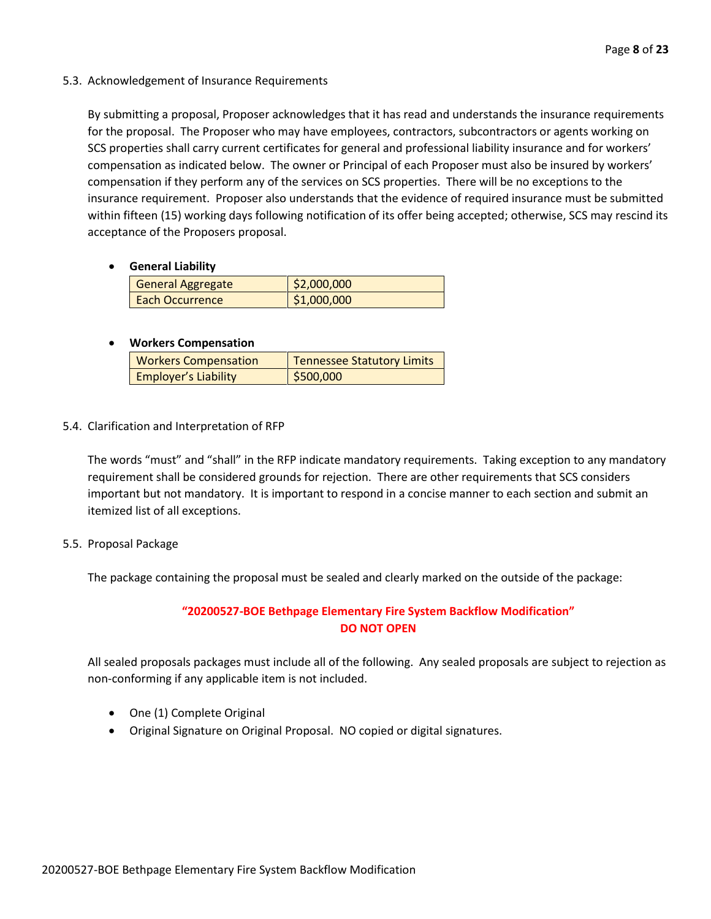### 5.3. Acknowledgement of Insurance Requirements

By submitting a proposal, Proposer acknowledges that it has read and understands the insurance requirements for the proposal. The Proposer who may have employees, contractors, subcontractors or agents working on SCS properties shall carry current certificates for general and professional liability insurance and for workers' compensation as indicated below. The owner or Principal of each Proposer must also be insured by workers' compensation if they perform any of the services on SCS properties. There will be no exceptions to the insurance requirement. Proposer also understands that the evidence of required insurance must be submitted within fifteen (15) working days following notification of its offer being accepted; otherwise, SCS may rescind its acceptance of the Proposers proposal.

- **General Liability**

| General Aggregate | $2,000,000 |
|---|---|
| Each Occurrence | $1,000,000 |

- **Workers Compensation**

| Workers Compensation | Tennessee Statutory Limits |
|---|---|
| Employer's Liability | $500,000 |

### 5.4. Clarification and Interpretation of RFP

The words "must" and "shall" in the RFP indicate mandatory requirements. Taking exception to any mandatory requirement shall be considered grounds for rejection. There are other requirements that SCS considers important but not mandatory. It is important to respond in a concise manner to each section and submit an itemized list of all exceptions.

### 5.5. Proposal Package

The package containing the proposal must be sealed and clearly marked on the outside of the package:

**"20200527-BOE Bethpage Elementary Fire System Backflow Modification"**
**DO NOT OPEN**

All sealed proposals packages must include all of the following. Any sealed proposals are subject to rejection as non-conforming if any applicable item is not included.

- One (1) Complete Original
- Original Signature on Original Proposal. NO copied or digital signatures.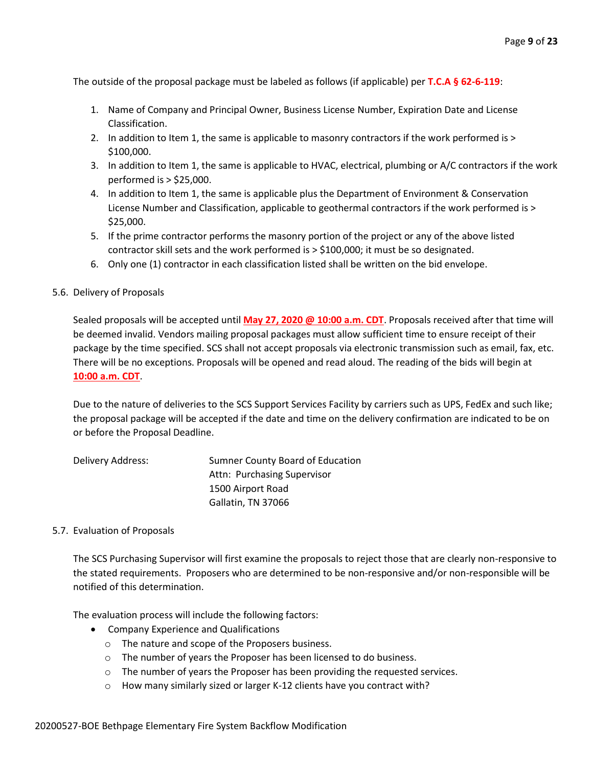The outside of the proposal package must be labeled as follows (if applicable) per **T.C.A § 62-6-119**:

1. Name of Company and Principal Owner, Business License Number, Expiration Date and License Classification.
2. In addition to Item 1, the same is applicable to masonry contractors if the work performed is > $100,000.
3. In addition to Item 1, the same is applicable to HVAC, electrical, plumbing or A/C contractors if the work performed is > $25,000.
4. In addition to Item 1, the same is applicable plus the Department of Environment & Conservation License Number and Classification, applicable to geothermal contractors if the work performed is > $25,000.
5. If the prime contractor performs the masonry portion of the project or any of the above listed contractor skill sets and the work performed is > $100,000; it must be so designated.
6. Only one (1) contractor in each classification listed shall be written on the bid envelope.

5.6. Delivery of Proposals

Sealed proposals will be accepted until **May 27, 2020 @ 10:00 a.m. CDT**. Proposals received after that time will be deemed invalid. Vendors mailing proposal packages must allow sufficient time to ensure receipt of their package by the time specified. SCS shall not accept proposals via electronic transmission such as email, fax, etc. There will be no exceptions. Proposals will be opened and read aloud. The reading of the bids will begin at **10:00 a.m. CDT**.

Due to the nature of deliveries to the SCS Support Services Facility by carriers such as UPS, FedEx and such like; the proposal package will be accepted if the date and time on the delivery confirmation are indicated to be on or before the Proposal Deadline.

Delivery Address: Sumner County Board of Education
Attn: Purchasing Supervisor
1500 Airport Road
Gallatin, TN 37066

5.7. Evaluation of Proposals

The SCS Purchasing Supervisor will first examine the proposals to reject those that are clearly non-responsive to the stated requirements. Proposers who are determined to be non-responsive and/or non-responsible will be notified of this determination.

The evaluation process will include the following factors:

- Company Experience and Qualifications
  - The nature and scope of the Proposers business.
  - The number of years the Proposer has been licensed to do business.
  - The number of years the Proposer has been providing the requested services.
  - How many similarly sized or larger K-12 clients have you contract with?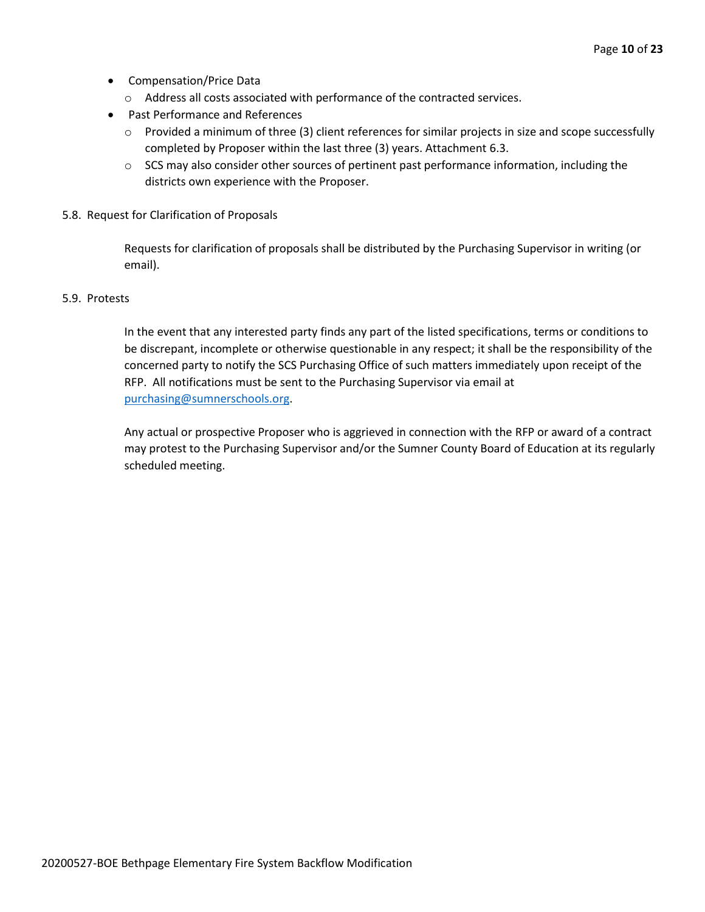- Compensation/Price Data
  - Address all costs associated with performance of the contracted services.
- Past Performance and References
  - Provided a minimum of three (3) client references for similar projects in size and scope successfully completed by Proposer within the last three (3) years. Attachment 6.3.
  - SCS may also consider other sources of pertinent past performance information, including the districts own experience with the Proposer.

5.8. Request for Clarification of Proposals

Requests for clarification of proposals shall be distributed by the Purchasing Supervisor in writing (or email).

5.9. Protests

In the event that any interested party finds any part of the listed specifications, terms or conditions to be discrepant, incomplete or otherwise questionable in any respect; it shall be the responsibility of the concerned party to notify the SCS Purchasing Office of such matters immediately upon receipt of the RFP. All notifications must be sent to the Purchasing Supervisor via email at purchasing@sumnerschools.org.

Any actual or prospective Proposer who is aggrieved in connection with the RFP or award of a contract may protest to the Purchasing Supervisor and/or the Sumner County Board of Education at its regularly scheduled meeting.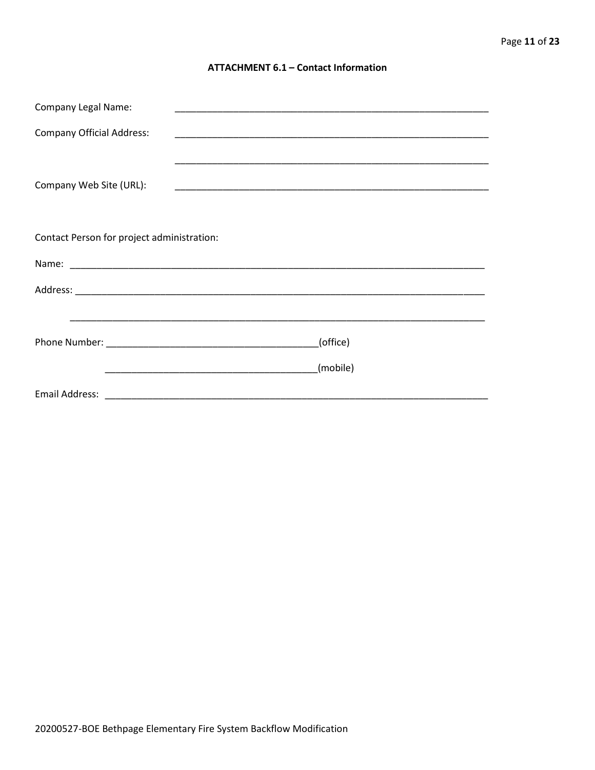### ATTACHMENT 6.1 – Contact Information

Company Legal Name: ____________________________________________________________

Company Official Address: ____________________________________________________________

____________________________________________________________

Company Web Site (URL): ____________________________________________________________

Contact Person for project administration:

Name: ________________________________________________________________________________

Address: ______________________________________________________________________________

______________________________________________________________________________

Phone Number: ________________________________________(office)

________________________________________(mobile)

Email Address: ___________________________________________________________________________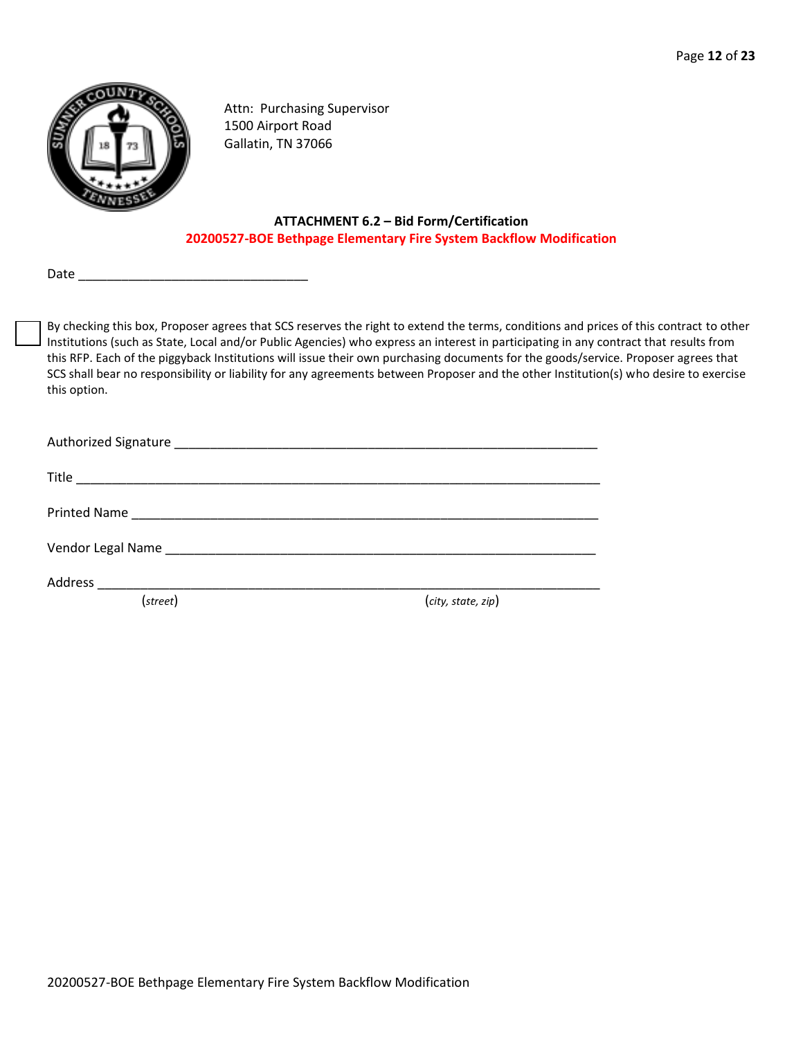Attn: Purchasing Supervisor
1500 Airport Road
Gallatin, TN 37066

**ATTACHMENT 6.2 – Bid Form/Certification**
**20200527-BOE Bethpage Elementary Fire System Backflow Modification**

Date ________________________________

☐ By checking this box, Proposer agrees that SCS reserves the right to extend the terms, conditions and prices of this contract to other Institutions (such as State, Local and/or Public Agencies) who express an interest in participating in any contract that results from this RFP. Each of the piggyback Institutions will issue their own purchasing documents for the goods/service. Proposer agrees that SCS shall bear no responsibility or liability for any agreements between Proposer and the other Institution(s) who desire to exercise this option.

Authorized Signature ____________________________________________________________

Title __________________________________________________________________________

Printed Name ___________________________________________________________________

Vendor Legal Name ______________________________________________________________

Address ________________________________________________________________________
(*street*) (*city, state, zip*)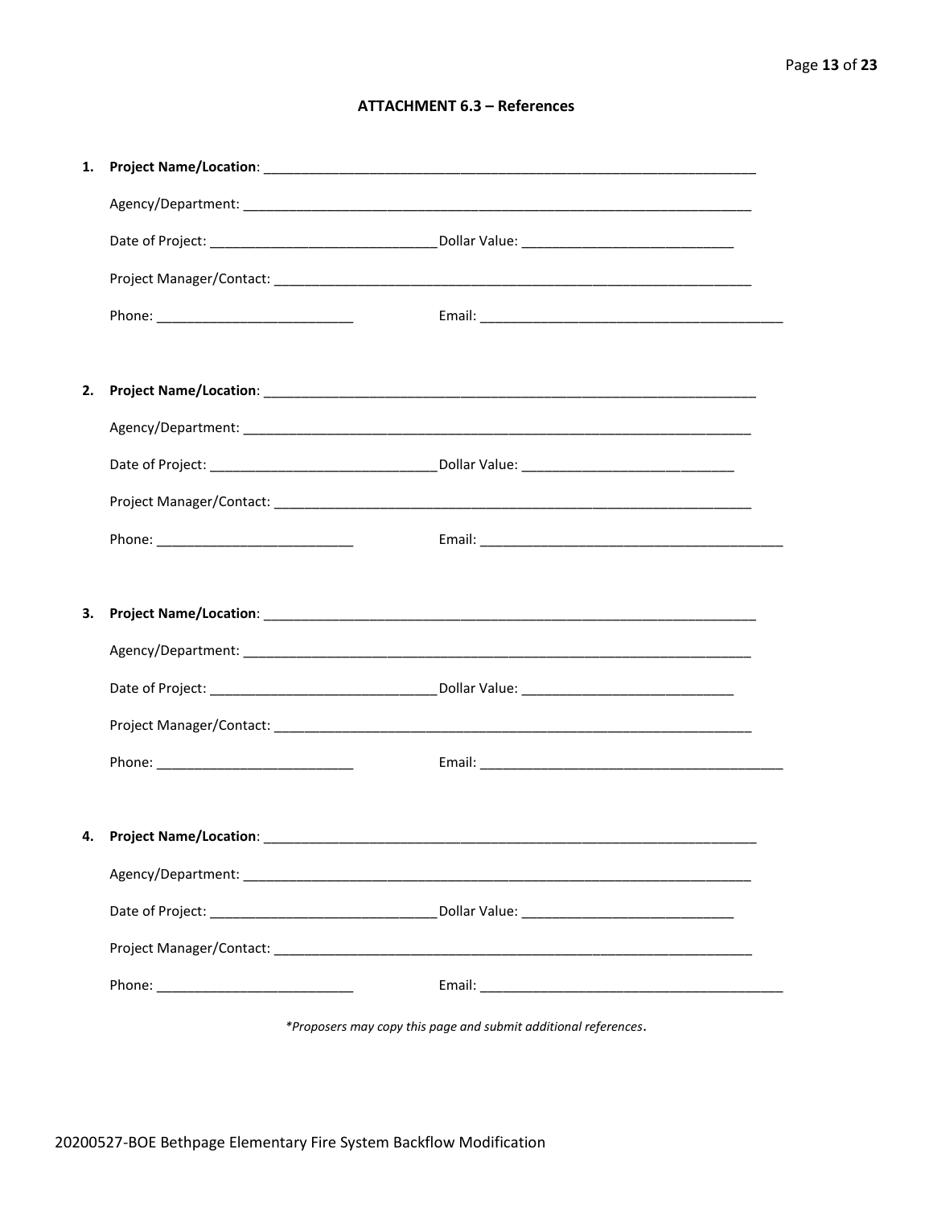## ATTACHMENT 6.3 – References

1. **Project Name/Location**: ___________________________________________________________________

   Agency/Department: ____________________________________________________________________

   Date of Project: ______________________________ Dollar Value: ____________________________

   Project Manager/Contact: ________________________________________________________________

   Phone: ___________________________ Email: ________________________________________

2. **Project Name/Location**: ___________________________________________________________________

   Agency/Department: ____________________________________________________________________

   Date of Project: ______________________________ Dollar Value: ____________________________

   Project Manager/Contact: ________________________________________________________________

   Phone: ___________________________ Email: ________________________________________

3. **Project Name/Location**: ___________________________________________________________________

   Agency/Department: ____________________________________________________________________

   Date of Project: ______________________________ Dollar Value: ____________________________

   Project Manager/Contact: ________________________________________________________________

   Phone: ___________________________ Email: ________________________________________

4. **Project Name/Location**: ___________________________________________________________________

   Agency/Department: ____________________________________________________________________

   Date of Project: ______________________________ Dollar Value: ____________________________

   Project Manager/Contact: ________________________________________________________________

   Phone: ___________________________ Email: ________________________________________

*\*Proposers may copy this page and submit additional references.*

20200527-BOE Bethpage Elementary Fire System Backflow Modification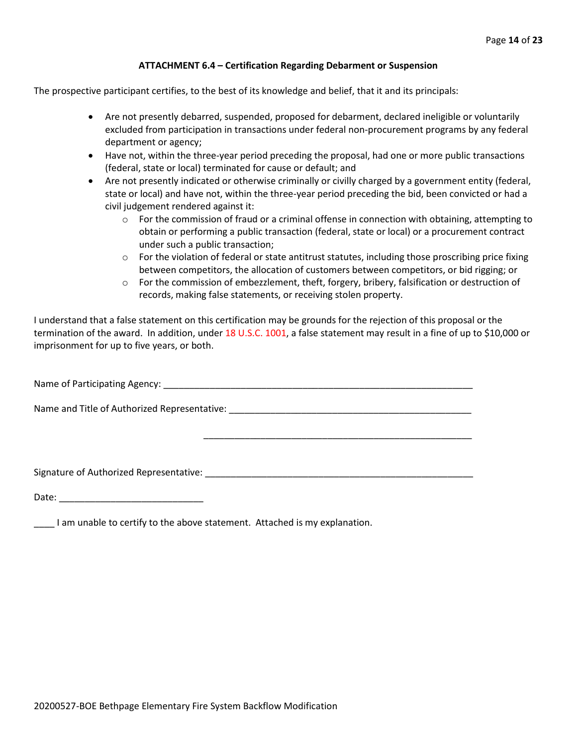### ATTACHMENT 6.4 – Certification Regarding Debarment or Suspension

The prospective participant certifies, to the best of its knowledge and belief, that it and its principals:

- Are not presently debarred, suspended, proposed for debarment, declared ineligible or voluntarily excluded from participation in transactions under federal non-procurement programs by any federal department or agency;
- Have not, within the three-year period preceding the proposal, had one or more public transactions (federal, state or local) terminated for cause or default; and
- Are not presently indicated or otherwise criminally or civilly charged by a government entity (federal, state or local) and have not, within the three-year period preceding the bid, been convicted or had a civil judgement rendered against it:
  - For the commission of fraud or a criminal offense in connection with obtaining, attempting to obtain or performing a public transaction (federal, state or local) or a procurement contract under such a public transaction;
  - For the violation of federal or state antitrust statutes, including those proscribing price fixing between competitors, the allocation of customers between competitors, or bid rigging; or
  - For the commission of embezzlement, theft, forgery, bribery, falsification or destruction of records, making false statements, or receiving stolen property.

I understand that a false statement on this certification may be grounds for the rejection of this proposal or the termination of the award. In addition, under 18 U.S.C. 1001, a false statement may result in a fine of up to $10,000 or imprisonment for up to five years, or both.

Name of Participating Agency: ______________________________________________________________

Name and Title of Authorized Representative: ____________________________________________________

______________________________________________________

Signature of Authorized Representative: ______________________________________________________

Date: ____________________________

____ I am unable to certify to the above statement. Attached is my explanation.

20200527-BOE Bethpage Elementary Fire System Backflow Modification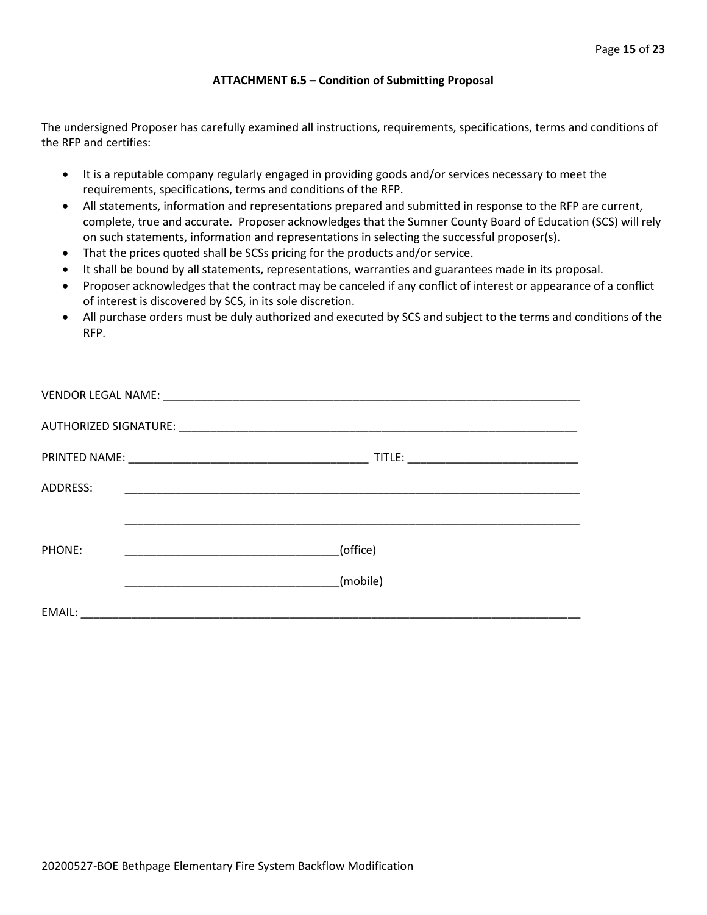## ATTACHMENT 6.5 – Condition of Submitting Proposal

The undersigned Proposer has carefully examined all instructions, requirements, specifications, terms and conditions of the RFP and certifies:

- It is a reputable company regularly engaged in providing goods and/or services necessary to meet the requirements, specifications, terms and conditions of the RFP.
- All statements, information and representations prepared and submitted in response to the RFP are current, complete, true and accurate. Proposer acknowledges that the Sumner County Board of Education (SCS) will rely on such statements, information and representations in selecting the successful proposer(s).
- That the prices quoted shall be SCSs pricing for the products and/or service.
- It shall be bound by all statements, representations, warranties and guarantees made in its proposal.
- Proposer acknowledges that the contract may be canceled if any conflict of interest or appearance of a conflict of interest is discovered by SCS, in its sole discretion.
- All purchase orders must be duly authorized and executed by SCS and subject to the terms and conditions of the RFP.

VENDOR LEGAL NAME: ______________________________________________________________________

AUTHORIZED SIGNATURE: __________________________________________________________________

PRINTED NAME: ______________________________________ TITLE: ___________________________

ADDRESS: ______________________________________________________________________________

______________________________________________________________________________

PHONE: __________________________________(office)

__________________________________(mobile)

EMAIL: _________________________________________________________________________________

20200527-BOE Bethpage Elementary Fire System Backflow Modification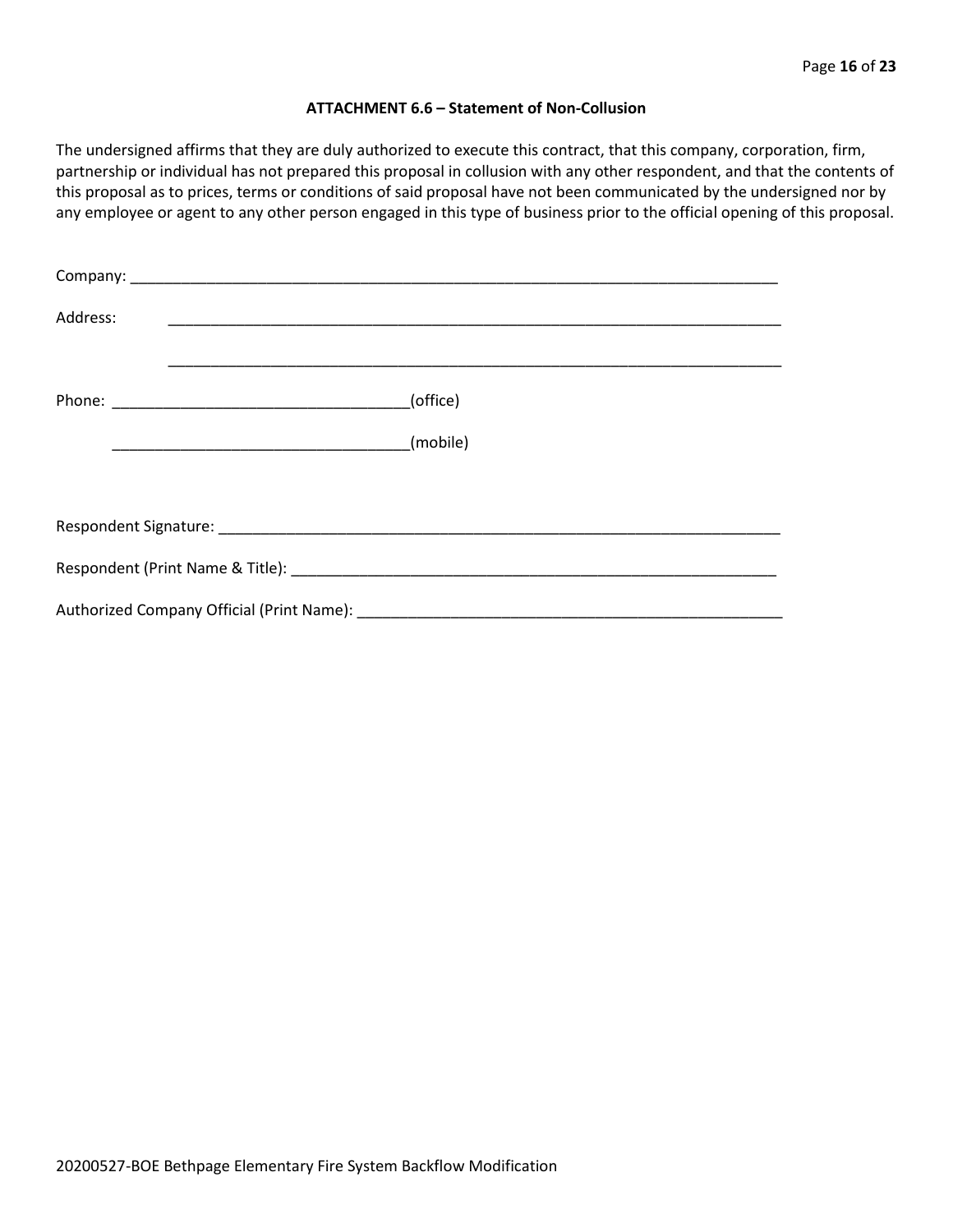### ATTACHMENT 6.6 – Statement of Non-Collusion

The undersigned affirms that they are duly authorized to execute this contract, that this company, corporation, firm, partnership or individual has not prepared this proposal in collusion with any other respondent, and that the contents of this proposal as to prices, terms or conditions of said proposal have not been communicated by the undersigned nor by any employee or agent to any other person engaged in this type of business prior to the official opening of this proposal.

Company: ______________________________________________________________________________

Address: ______________________________________________________________________________

______________________________________________________________________________

Phone: ___________________________________(office)

___________________________________(mobile)

Respondent Signature: ____________________________________________________________________

Respondent (Print Name & Title): __________________________________________________________

Authorized Company Official (Print Name): ___________________________________________________

20200527-BOE Bethpage Elementary Fire System Backflow Modification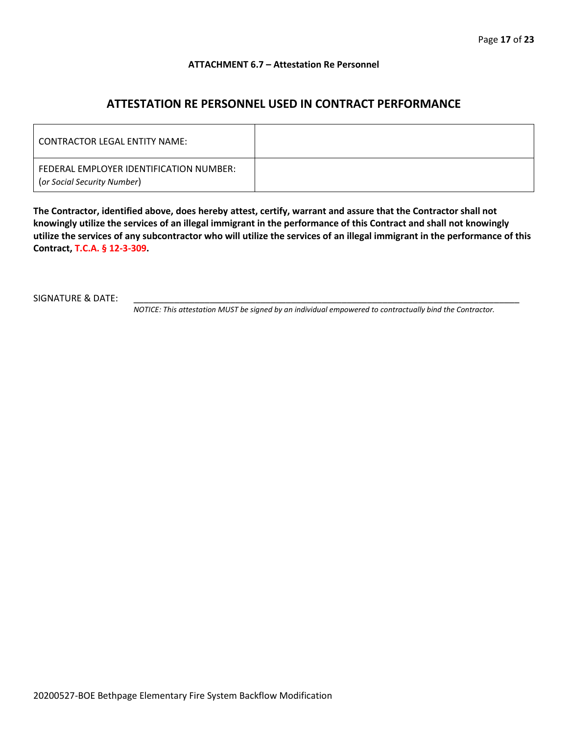**ATTACHMENT 6.7 – Attestation Re Personnel**

## ATTESTATION RE PERSONNEL USED IN CONTRACT PERFORMANCE

| | |
|---|---|
| CONTRACTOR LEGAL ENTITY NAME: | |
| FEDERAL EMPLOYER IDENTIFICATION NUMBER: (*or Social Security Number*) | |

**The Contractor, identified above, does hereby attest, certify, warrant and assure that the Contractor shall not knowingly utilize the services of an illegal immigrant in the performance of this Contract and shall not knowingly utilize the services of any subcontractor who will utilize the services of an illegal immigrant in the performance of this Contract, T.C.A. § 12-3-309.**

SIGNATURE & DATE: ______________________________________________________________________________

*NOTICE: This attestation MUST be signed by an individual empowered to contractually bind the Contractor.*

20200527-BOE Bethpage Elementary Fire System Backflow Modification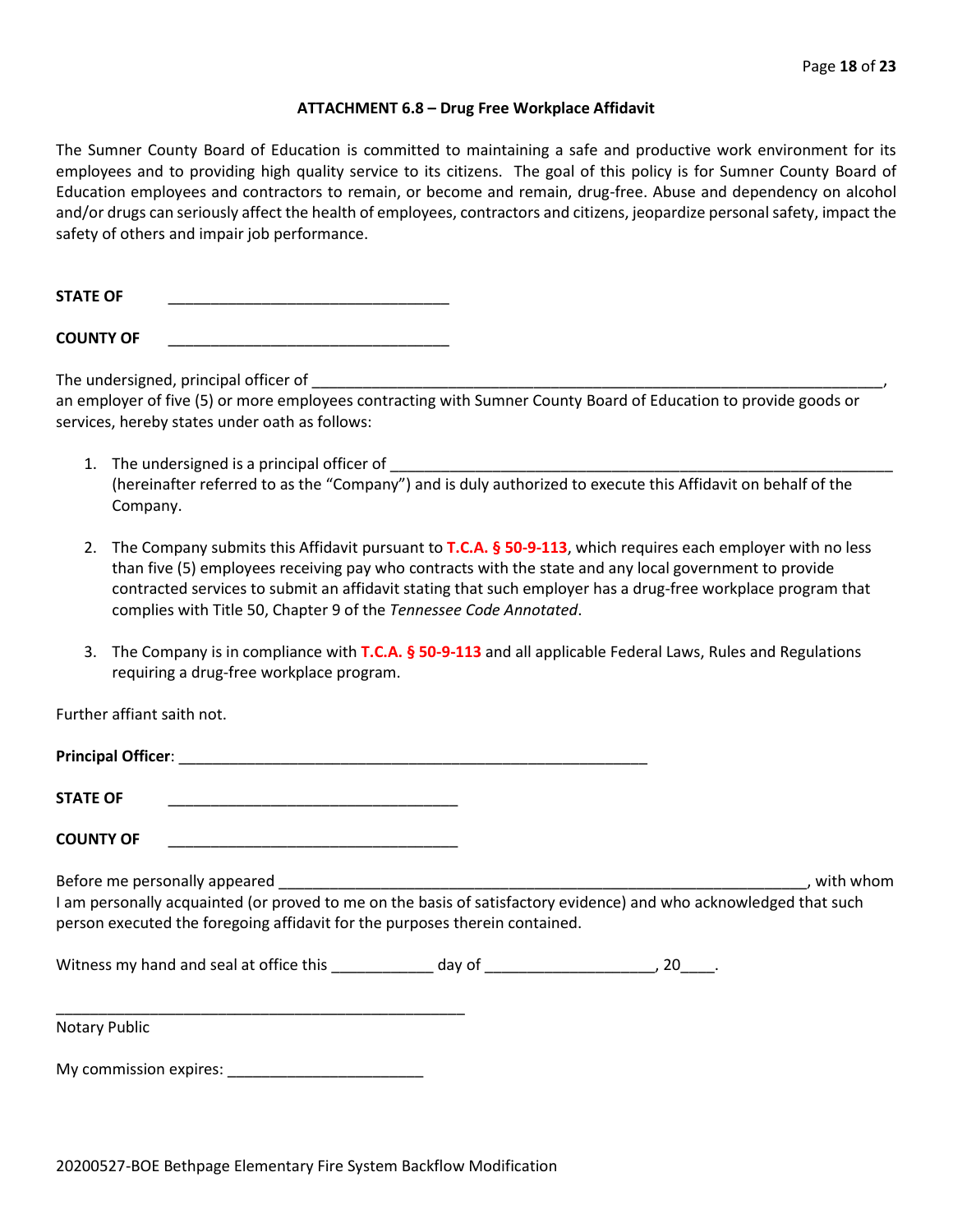### ATTACHMENT 6.8 – Drug Free Workplace Affidavit

The Sumner County Board of Education is committed to maintaining a safe and productive work environment for its employees and to providing high quality service to its citizens. The goal of this policy is for Sumner County Board of Education employees and contractors to remain, or become and remain, drug-free. Abuse and dependency on alcohol and/or drugs can seriously affect the health of employees, contractors and citizens, jeopardize personal safety, impact the safety of others and impair job performance.

**STATE OF** ________________________________

**COUNTY OF** ________________________________

The undersigned, principal officer of ____________________________________________________________________, an employer of five (5) or more employees contracting with Sumner County Board of Education to provide goods or services, hereby states under oath as follows:

1. The undersigned is a principal officer of ____________________________________________________________ (hereinafter referred to as the "Company") and is duly authorized to execute this Affidavit on behalf of the Company.

2. The Company submits this Affidavit pursuant to **T.C.A. § 50-9-113**, which requires each employer with no less than five (5) employees receiving pay who contracts with the state and any local government to provide contracted services to submit an affidavit stating that such employer has a drug-free workplace program that complies with Title 50, Chapter 9 of the *Tennessee Code Annotated*.

3. The Company is in compliance with **T.C.A. § 50-9-113** and all applicable Federal Laws, Rules and Regulations requiring a drug-free workplace program.

Further affiant saith not.

**Principal Officer**: ______________________________________________________

**STATE OF** __________________________________

**COUNTY OF** __________________________________

Before me personally appeared ______________________________________________________________, with whom I am personally acquainted (or proved to me on the basis of satisfactory evidence) and who acknowledged that such person executed the foregoing affidavit for the purposes therein contained.

Witness my hand and seal at office this ____________ day of ____________________, 20____.

_______________________________________________

Notary Public

My commission expires: _______________________

20200527-BOE Bethpage Elementary Fire System Backflow Modification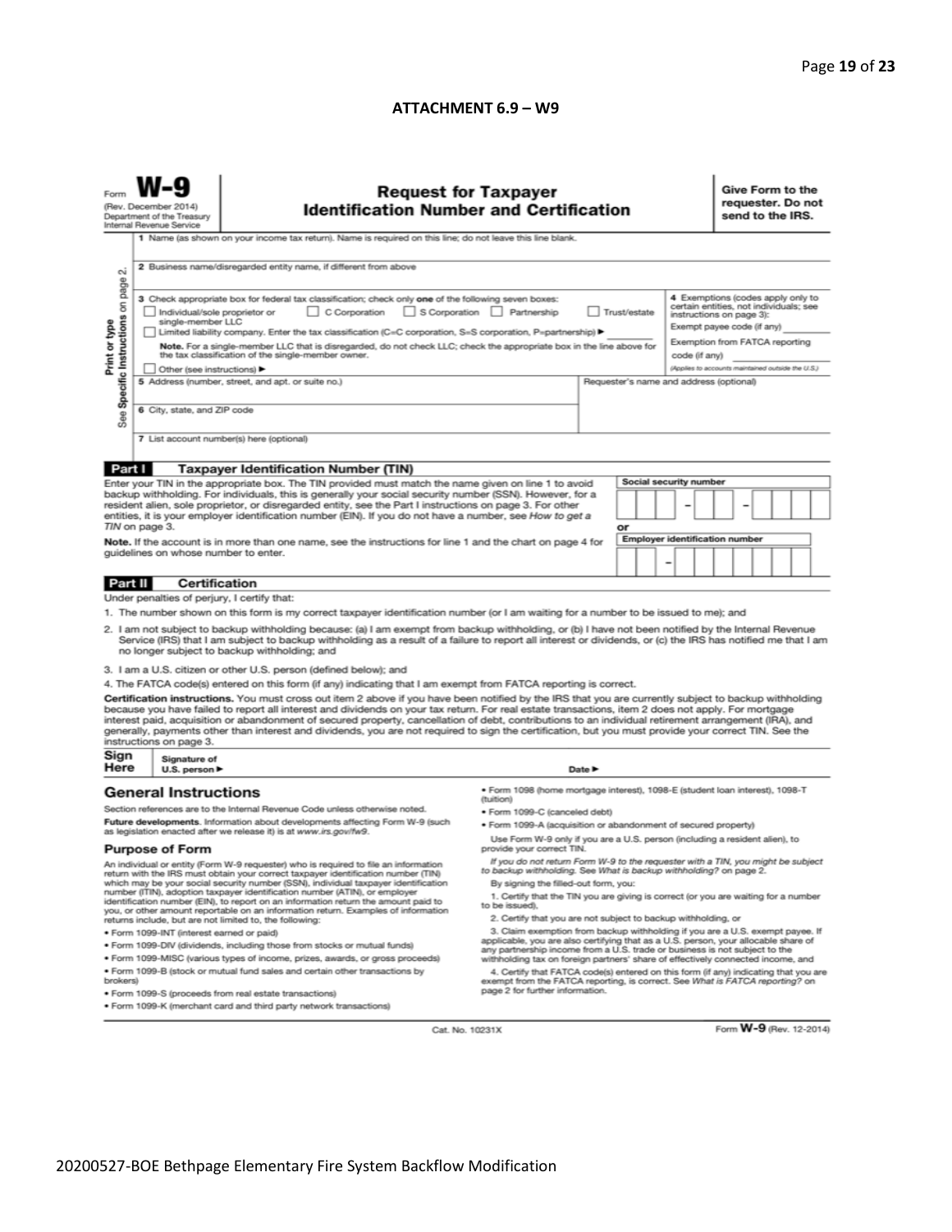## ATTACHMENT 6.9 – W9

Form **W-9**
(Rev. December 2014)
Department of the Treasury
Internal Revenue Service

# Request for Taxpayer Identification Number and Certification

**Give Form to the requester. Do not send to the IRS.**

Print or type
See Specific Instructions on page 2.

1 Name (as shown on your income tax return). Name is required on this line; do not leave this line blank.

2 Business name/disregarded entity name, if different from above

3 Check appropriate box for federal tax classification; check only **one** of the following seven boxes:
☐ Individual/sole proprietor or single-member LLC ☐ C Corporation ☐ S Corporation ☐ Partnership ☐ Trust/estate
☐ Limited liability company. Enter the tax classification (C=C corporation, S=S corporation, P=partnership) ► ________
**Note.** For a single-member LLC that is disregarded, do not check LLC; check the appropriate box in the line above for the tax classification of the single-member owner.
☐ Other (see instructions) ►

4 Exemptions (codes apply only to certain entities, not individuals; see instructions on page 3):
Exempt payee code (if any) ________
Exemption from FATCA reporting code (if any) ________
(Applies to accounts maintained outside the U.S.)

5 Address (number, street, and apt. or suite no.)

Requester's name and address (optional)

6 City, state, and ZIP code

7 List account number(s) here (optional)

## Part I Taxpayer Identification Number (TIN)

Enter your TIN in the appropriate box. The TIN provided must match the name given on line 1 to avoid backup withholding. For individuals, this is generally your social security number (SSN). However, for a resident alien, sole proprietor, or disregarded entity, see the Part I instructions on page 3. For other entities, it is your employer identification number (EIN). If you do not have a number, see *How to get a TIN* on page 3.

**Note.** If the account is in more than one name, see the instructions for line 1 and the chart on page 4 for guidelines on whose number to enter.

**Social security number**
☐☐☐ – ☐☐ – ☐☐☐☐

or

**Employer identification number**
☐☐ – ☐☐☐☐☐☐☐

## Part II Certification

Under penalties of perjury, I certify that:

1. The number shown on this form is my correct taxpayer identification number (or I am waiting for a number to be issued to me); and
2. I am not subject to backup withholding because: (a) I am exempt from backup withholding, or (b) I have not been notified by the Internal Revenue Service (IRS) that I am subject to backup withholding as a result of a failure to report all interest or dividends, or (c) the IRS has notified me that I am no longer subject to backup withholding; and
3. I am a U.S. citizen or other U.S. person (defined below); and
4. The FATCA code(s) entered on this form (if any) indicating that I am exempt from FATCA reporting is correct.

**Certification instructions.** You must cross out item 2 above if you have been notified by the IRS that you are currently subject to backup withholding because you have failed to report all interest and dividends on your tax return. For real estate transactions, item 2 does not apply. For mortgage interest paid, acquisition or abandonment of secured property, cancellation of debt, contributions to an individual retirement arrangement (IRA), and generally, payments other than interest and dividends, you are not required to sign the certification, but you must provide your correct TIN. See the instructions on page 3.

**Sign Here** Signature of U.S. person ► Date ►

## General Instructions

Section references are to the Internal Revenue Code unless otherwise noted.

**Future developments.** Information about developments affecting Form W-9 (such as legislation enacted after we release it) is at *www.irs.gov/fw9*.

### Purpose of Form

An individual or entity (Form W-9 requester) who is required to file an information return with the IRS must obtain your correct taxpayer identification number (TIN) which may be your social security number (SSN), individual taxpayer identification number (ITIN), adoption taxpayer identification number (ATIN), or employer identification number (EIN), to report on an information return the amount paid to you, or other amount reportable on an information return. Examples of information returns include, but are not limited to, the following:

- Form 1099-INT (interest earned or paid)
- Form 1099-DIV (dividends, including those from stocks or mutual funds)
- Form 1099-MISC (various types of income, prizes, awards, or gross proceeds)
- Form 1099-B (stock or mutual fund sales and certain other transactions by brokers)
- Form 1099-S (proceeds from real estate transactions)
- Form 1099-K (merchant card and third party network transactions)
- Form 1098 (home mortgage interest), 1098-E (student loan interest), 1098-T (tuition)
- Form 1099-C (canceled debt)
- Form 1099-A (acquisition or abandonment of secured property)

Use Form W-9 only if you are a U.S. person (including a resident alien), to provide your correct TIN.

*If you do not return Form W-9 to the requester with a TIN, you might be subject to backup withholding. See What is backup withholding? on page 2.*

By signing the filled-out form, you:

1. Certify that the TIN you are giving is correct (or you are waiting for a number to be issued),
2. Certify that you are not subject to backup withholding, or
3. Claim exemption from backup withholding if you are a U.S. exempt payee. If applicable, you are also certifying that as a U.S. person, your allocable share of any partnership income from a U.S. trade or business is not subject to the withholding tax on foreign partners' share of effectively connected income, and
4. Certify that FATCA code(s) entered on this form (if any) indicating that you are exempt from the FATCA reporting, is correct. See *What is FATCA reporting?* on page 2 for further information.

Cat. No. 10231X Form **W-9** (Rev. 12-2014)

20200527-BOE Bethpage Elementary Fire System Backflow Modification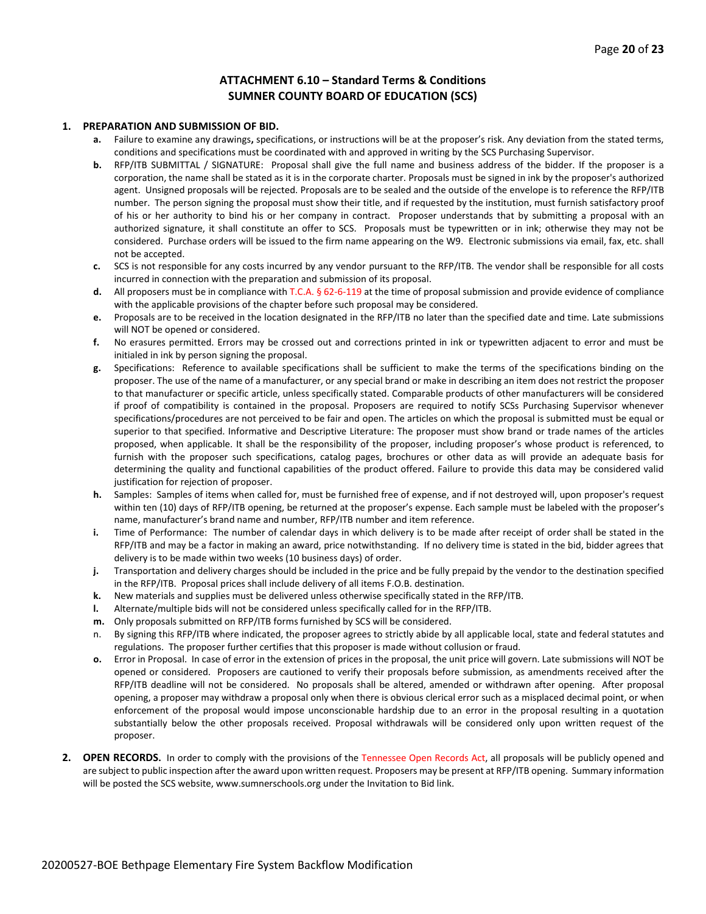## ATTACHMENT 6.10 – Standard Terms & Conditions
## SUMNER COUNTY BOARD OF EDUCATION (SCS)

1. **PREPARATION AND SUBMISSION OF BID.**
   - **a.** Failure to examine any drawings**,** specifications, or instructions will be at the proposer's risk. Any deviation from the stated terms, conditions and specifications must be coordinated with and approved in writing by the SCS Purchasing Supervisor.
   - **b.** RFP/ITB SUBMITTAL / SIGNATURE: Proposal shall give the full name and business address of the bidder. If the proposer is a corporation, the name shall be stated as it is in the corporate charter. Proposals must be signed in ink by the proposer's authorized agent. Unsigned proposals will be rejected. Proposals are to be sealed and the outside of the envelope is to reference the RFP/ITB number. The person signing the proposal must show their title, and if requested by the institution, must furnish satisfactory proof of his or her authority to bind his or her company in contract. Proposer understands that by submitting a proposal with an authorized signature, it shall constitute an offer to SCS. Proposals must be typewritten or in ink; otherwise they may not be considered. Purchase orders will be issued to the firm name appearing on the W9. Electronic submissions via email, fax, etc. shall not be accepted.
   - **c.** SCS is not responsible for any costs incurred by any vendor pursuant to the RFP/ITB. The vendor shall be responsible for all costs incurred in connection with the preparation and submission of its proposal.
   - **d.** All proposers must be in compliance with T.C.A. § 62-6-119 at the time of proposal submission and provide evidence of compliance with the applicable provisions of the chapter before such proposal may be considered.
   - **e.** Proposals are to be received in the location designated in the RFP/ITB no later than the specified date and time. Late submissions will NOT be opened or considered.
   - **f.** No erasures permitted. Errors may be crossed out and corrections printed in ink or typewritten adjacent to error and must be initialed in ink by person signing the proposal.
   - **g.** Specifications: Reference to available specifications shall be sufficient to make the terms of the specifications binding on the proposer. The use of the name of a manufacturer, or any special brand or make in describing an item does not restrict the proposer to that manufacturer or specific article, unless specifically stated. Comparable products of other manufacturers will be considered if proof of compatibility is contained in the proposal. Proposers are required to notify SCSs Purchasing Supervisor whenever specifications/procedures are not perceived to be fair and open. The articles on which the proposal is submitted must be equal or superior to that specified. Informative and Descriptive Literature: The proposer must show brand or trade names of the articles proposed, when applicable. It shall be the responsibility of the proposer, including proposer's whose product is referenced, to furnish with the proposer such specifications, catalog pages, brochures or other data as will provide an adequate basis for determining the quality and functional capabilities of the product offered. Failure to provide this data may be considered valid justification for rejection of proposer.
   - **h.** Samples: Samples of items when called for, must be furnished free of expense, and if not destroyed will, upon proposer's request within ten (10) days of RFP/ITB opening, be returned at the proposer's expense. Each sample must be labeled with the proposer's name, manufacturer's brand name and number, RFP/ITB number and item reference.
   - **i.** Time of Performance: The number of calendar days in which delivery is to be made after receipt of order shall be stated in the RFP/ITB and may be a factor in making an award, price notwithstanding. If no delivery time is stated in the bid, bidder agrees that delivery is to be made within two weeks (10 business days) of order.
   - **j.** Transportation and delivery charges should be included in the price and be fully prepaid by the vendor to the destination specified in the RFP/ITB. Proposal prices shall include delivery of all items F.O.B. destination.
   - **k.** New materials and supplies must be delivered unless otherwise specifically stated in the RFP/ITB.
   - **l.** Alternate/multiple bids will not be considered unless specifically called for in the RFP/ITB.
   - **m.** Only proposals submitted on RFP/ITB forms furnished by SCS will be considered.
   - n. By signing this RFP/ITB where indicated, the proposer agrees to strictly abide by all applicable local, state and federal statutes and regulations. The proposer further certifies that this proposer is made without collusion or fraud.
   - **o.** Error in Proposal. In case of error in the extension of prices in the proposal, the unit price will govern. Late submissions will NOT be opened or considered. Proposers are cautioned to verify their proposals before submission, as amendments received after the RFP/ITB deadline will not be considered. No proposals shall be altered, amended or withdrawn after opening. After proposal opening, a proposer may withdraw a proposal only when there is obvious clerical error such as a misplaced decimal point, or when enforcement of the proposal would impose unconscionable hardship due to an error in the proposal resulting in a quotation substantially below the other proposals received. Proposal withdrawals will be considered only upon written request of the proposer.

2. **OPEN RECORDS.** In order to comply with the provisions of the Tennessee Open Records Act, all proposals will be publicly opened and are subject to public inspection after the award upon written request. Proposers may be present at RFP/ITB opening. Summary information will be posted the SCS website, www.sumnerschools.org under the Invitation to Bid link.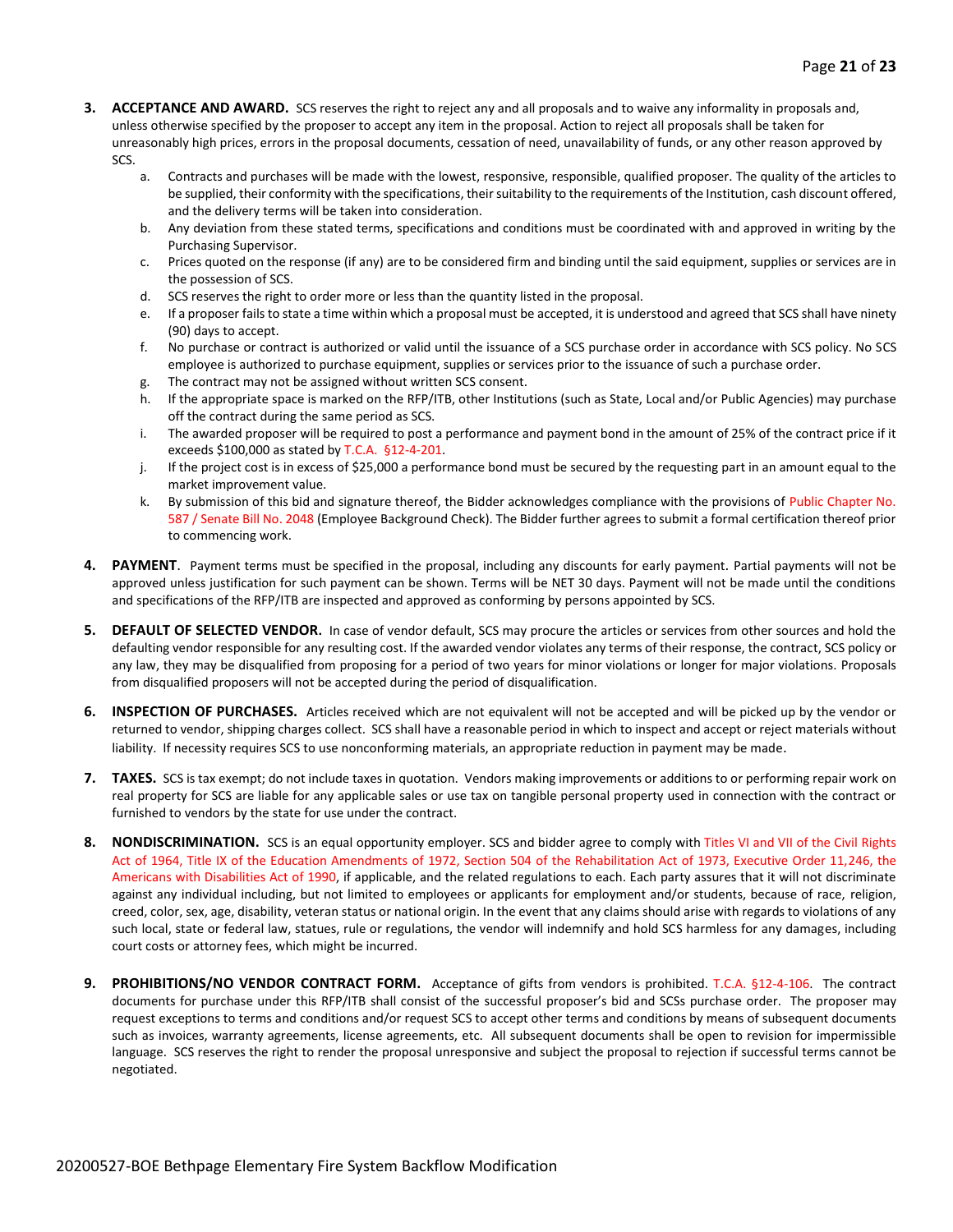3. **ACCEPTANCE AND AWARD.** SCS reserves the right to reject any and all proposals and to waive any informality in proposals and, unless otherwise specified by the proposer to accept any item in the proposal. Action to reject all proposals shall be taken for unreasonably high prices, errors in the proposal documents, cessation of need, unavailability of funds, or any other reason approved by SCS.
   a. Contracts and purchases will be made with the lowest, responsive, responsible, qualified proposer. The quality of the articles to be supplied, their conformity with the specifications, their suitability to the requirements of the Institution, cash discount offered, and the delivery terms will be taken into consideration.
   b. Any deviation from these stated terms, specifications and conditions must be coordinated with and approved in writing by the Purchasing Supervisor.
   c. Prices quoted on the response (if any) are to be considered firm and binding until the said equipment, supplies or services are in the possession of SCS.
   d. SCS reserves the right to order more or less than the quantity listed in the proposal.
   e. If a proposer fails to state a time within which a proposal must be accepted, it is understood and agreed that SCS shall have ninety (90) days to accept.
   f. No purchase or contract is authorized or valid until the issuance of a SCS purchase order in accordance with SCS policy. No SCS employee is authorized to purchase equipment, supplies or services prior to the issuance of such a purchase order.
   g. The contract may not be assigned without written SCS consent.
   h. If the appropriate space is marked on the RFP/ITB, other Institutions (such as State, Local and/or Public Agencies) may purchase off the contract during the same period as SCS.
   i. The awarded proposer will be required to post a performance and payment bond in the amount of 25% of the contract price if it exceeds $100,000 as stated by T.C.A. §12-4-201.
   j. If the project cost is in excess of $25,000 a performance bond must be secured by the requesting part in an amount equal to the market improvement value.
   k. By submission of this bid and signature thereof, the Bidder acknowledges compliance with the provisions of Public Chapter No. 587 / Senate Bill No. 2048 (Employee Background Check). The Bidder further agrees to submit a formal certification thereof prior to commencing work.

4. **PAYMENT**. Payment terms must be specified in the proposal, including any discounts for early payment. Partial payments will not be approved unless justification for such payment can be shown. Terms will be NET 30 days. Payment will not be made until the conditions and specifications of the RFP/ITB are inspected and approved as conforming by persons appointed by SCS.

5. **DEFAULT OF SELECTED VENDOR.** In case of vendor default, SCS may procure the articles or services from other sources and hold the defaulting vendor responsible for any resulting cost. If the awarded vendor violates any terms of their response, the contract, SCS policy or any law, they may be disqualified from proposing for a period of two years for minor violations or longer for major violations. Proposals from disqualified proposers will not be accepted during the period of disqualification.

6. **INSPECTION OF PURCHASES.** Articles received which are not equivalent will not be accepted and will be picked up by the vendor or returned to vendor, shipping charges collect. SCS shall have a reasonable period in which to inspect and accept or reject materials without liability. If necessity requires SCS to use nonconforming materials, an appropriate reduction in payment may be made.

7. **TAXES.** SCS is tax exempt; do not include taxes in quotation. Vendors making improvements or additions to or performing repair work on real property for SCS are liable for any applicable sales or use tax on tangible personal property used in connection with the contract or furnished to vendors by the state for use under the contract.

8. **NONDISCRIMINATION.** SCS is an equal opportunity employer. SCS and bidder agree to comply with Titles VI and VII of the Civil Rights Act of 1964, Title IX of the Education Amendments of 1972, Section 504 of the Rehabilitation Act of 1973, Executive Order 11,246, the Americans with Disabilities Act of 1990, if applicable, and the related regulations to each. Each party assures that it will not discriminate against any individual including, but not limited to employees or applicants for employment and/or students, because of race, religion, creed, color, sex, age, disability, veteran status or national origin. In the event that any claims should arise with regards to violations of any such local, state or federal law, statues, rule or regulations, the vendor will indemnify and hold SCS harmless for any damages, including court costs or attorney fees, which might be incurred.

9. **PROHIBITIONS/NO VENDOR CONTRACT FORM.** Acceptance of gifts from vendors is prohibited. T.C.A. §12-4-106. The contract documents for purchase under this RFP/ITB shall consist of the successful proposer's bid and SCSs purchase order. The proposer may request exceptions to terms and conditions and/or request SCS to accept other terms and conditions by means of subsequent documents such as invoices, warranty agreements, license agreements, etc. All subsequent documents shall be open to revision for impermissible language. SCS reserves the right to render the proposal unresponsive and subject the proposal to rejection if successful terms cannot be negotiated.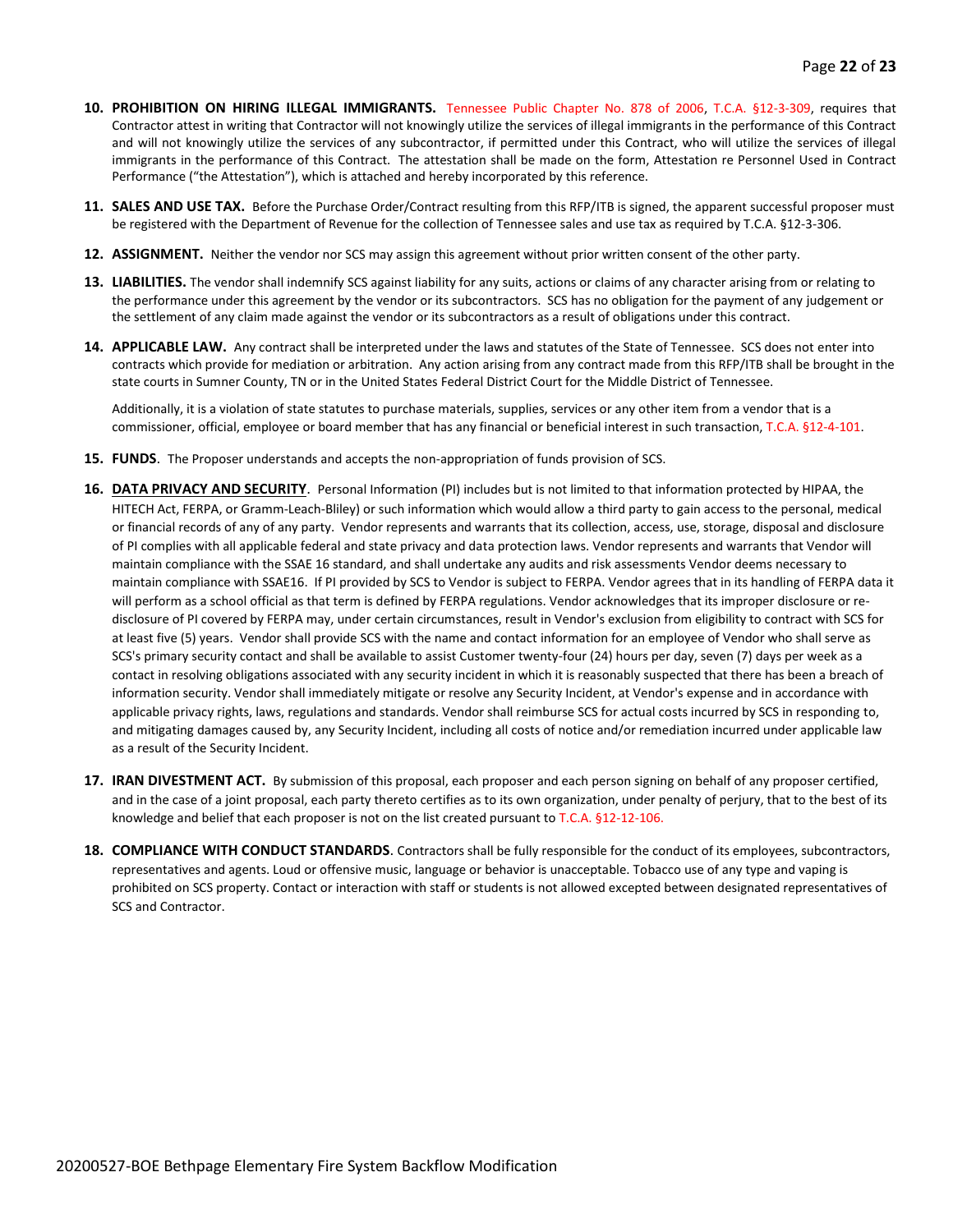10. **PROHIBITION ON HIRING ILLEGAL IMMIGRANTS.** Tennessee Public Chapter No. 878 of 2006, T.C.A. §12-3-309, requires that Contractor attest in writing that Contractor will not knowingly utilize the services of illegal immigrants in the performance of this Contract and will not knowingly utilize the services of any subcontractor, if permitted under this Contract, who will utilize the services of illegal immigrants in the performance of this Contract. The attestation shall be made on the form, Attestation re Personnel Used in Contract Performance ("the Attestation"), which is attached and hereby incorporated by this reference.

11. **SALES AND USE TAX.** Before the Purchase Order/Contract resulting from this RFP/ITB is signed, the apparent successful proposer must be registered with the Department of Revenue for the collection of Tennessee sales and use tax as required by T.C.A. §12-3-306.

12. **ASSIGNMENT.** Neither the vendor nor SCS may assign this agreement without prior written consent of the other party.

13. **LIABILITIES.** The vendor shall indemnify SCS against liability for any suits, actions or claims of any character arising from or relating to the performance under this agreement by the vendor or its subcontractors. SCS has no obligation for the payment of any judgement or the settlement of any claim made against the vendor or its subcontractors as a result of obligations under this contract.

14. **APPLICABLE LAW.** Any contract shall be interpreted under the laws and statutes of the State of Tennessee. SCS does not enter into contracts which provide for mediation or arbitration. Any action arising from any contract made from this RFP/ITB shall be brought in the state courts in Sumner County, TN or in the United States Federal District Court for the Middle District of Tennessee.

    Additionally, it is a violation of state statutes to purchase materials, supplies, services or any other item from a vendor that is a commissioner, official, employee or board member that has any financial or beneficial interest in such transaction, T.C.A. §12-4-101.

15. **FUNDS**. The Proposer understands and accepts the non-appropriation of funds provision of SCS.

16. **<u>DATA PRIVACY AND SECURITY</u>**. Personal Information (PI) includes but is not limited to that information protected by HIPAA, the HITECH Act, FERPA, or Gramm-Leach-Bliley) or such information which would allow a third party to gain access to the personal, medical or financial records of any of any party. Vendor represents and warrants that its collection, access, use, storage, disposal and disclosure of PI complies with all applicable federal and state privacy and data protection laws. Vendor represents and warrants that Vendor will maintain compliance with the SSAE 16 standard, and shall undertake any audits and risk assessments Vendor deems necessary to maintain compliance with SSAE16. If PI provided by SCS to Vendor is subject to FERPA. Vendor agrees that in its handling of FERPA data it will perform as a school official as that term is defined by FERPA regulations. Vendor acknowledges that its improper disclosure or re-disclosure of PI covered by FERPA may, under certain circumstances, result in Vendor's exclusion from eligibility to contract with SCS for at least five (5) years. Vendor shall provide SCS with the name and contact information for an employee of Vendor who shall serve as SCS's primary security contact and shall be available to assist Customer twenty-four (24) hours per day, seven (7) days per week as a contact in resolving obligations associated with any security incident in which it is reasonably suspected that there has been a breach of information security. Vendor shall immediately mitigate or resolve any Security Incident, at Vendor's expense and in accordance with applicable privacy rights, laws, regulations and standards. Vendor shall reimburse SCS for actual costs incurred by SCS in responding to, and mitigating damages caused by, any Security Incident, including all costs of notice and/or remediation incurred under applicable law as a result of the Security Incident.

17. **IRAN DIVESTMENT ACT.** By submission of this proposal, each proposer and each person signing on behalf of any proposer certified, and in the case of a joint proposal, each party thereto certifies as to its own organization, under penalty of perjury, that to the best of its knowledge and belief that each proposer is not on the list created pursuant to T.C.A. §12-12-106.

18. **COMPLIANCE WITH CONDUCT STANDARDS**. Contractors shall be fully responsible for the conduct of its employees, subcontractors, representatives and agents. Loud or offensive music, language or behavior is unacceptable. Tobacco use of any type and vaping is prohibited on SCS property. Contact or interaction with staff or students is not allowed excepted between designated representatives of SCS and Contractor.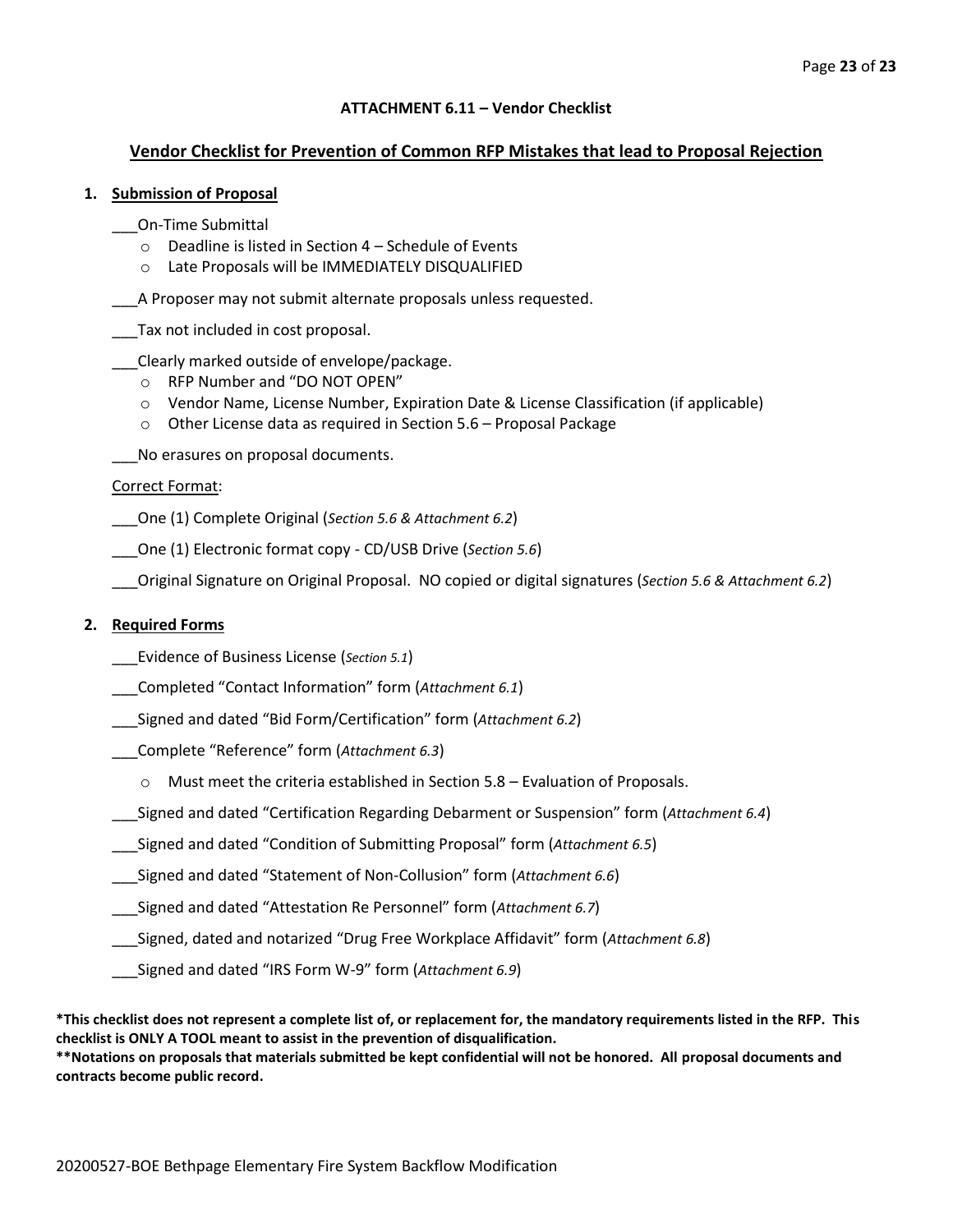**ATTACHMENT 6.11 – Vendor Checklist**

## Vendor Checklist for Prevention of Common RFP Mistakes that lead to Proposal Rejection

1. **Submission of Proposal**

___On-Time Submittal

- Deadline is listed in Section 4 – Schedule of Events
- Late Proposals will be IMMEDIATELY DISQUALIFIED

___A Proposer may not submit alternate proposals unless requested.

___Tax not included in cost proposal.

___Clearly marked outside of envelope/package.

- RFP Number and "DO NOT OPEN"
- Vendor Name, License Number, Expiration Date & License Classification (if applicable)
- Other License data as required in Section 5.6 – Proposal Package

___No erasures on proposal documents.

Correct Format:

___One (1) Complete Original (*Section 5.6 & Attachment 6.2*)

___One (1) Electronic format copy - CD/USB Drive (*Section 5.6*)

___Original Signature on Original Proposal. NO copied or digital signatures (*Section 5.6 & Attachment 6.2*)

2. **Required Forms**

___Evidence of Business License (*Section 5.1*)

___Completed "Contact Information" form (*Attachment 6.1*)

___Signed and dated "Bid Form/Certification" form (*Attachment 6.2*)

___Complete "Reference" form (*Attachment 6.3*)

- Must meet the criteria established in Section 5.8 – Evaluation of Proposals.

___Signed and dated "Certification Regarding Debarment or Suspension" form (*Attachment 6.4*)

___Signed and dated "Condition of Submitting Proposal" form (*Attachment 6.5*)

___Signed and dated "Statement of Non-Collusion" form (*Attachment 6.6*)

___Signed and dated "Attestation Re Personnel" form (*Attachment 6.7*)

___Signed, dated and notarized "Drug Free Workplace Affidavit" form (*Attachment 6.8*)

___Signed and dated "IRS Form W-9" form (*Attachment 6.9*)

**\*This checklist does not represent a complete list of, or replacement for, the mandatory requirements listed in the RFP. This checklist is ONLY A TOOL meant to assist in the prevention of disqualification.**

**\*\*Notations on proposals that materials submitted be kept confidential will not be honored. All proposal documents and contracts become public record.**

20200527-BOE Bethpage Elementary Fire System Backflow Modification